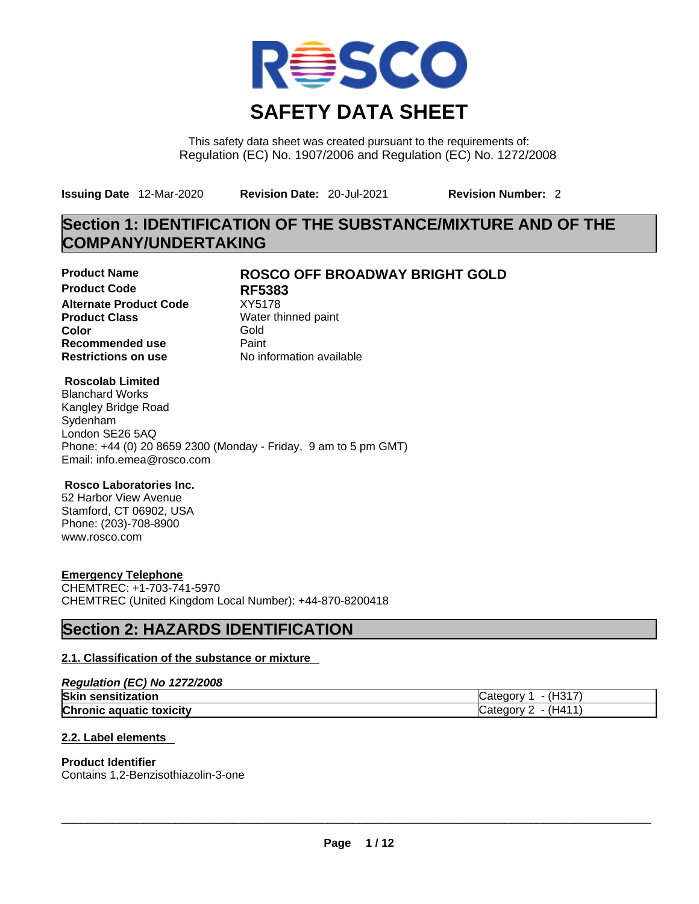# SAFETY DATA SHEET

This safety data sheet was created pursuant to the requirements of:
Regulation (EC) No. 1907/2006 and Regulation (EC) No. 1272/2008

**Issuing Date** 12-Mar-2020 **Revision Date:** 20-Jul-2021 **Revision Number:** 2

## Section 1: IDENTIFICATION OF THE SUBSTANCE/MIXTURE AND OF THE COMPANY/UNDERTAKING

**Product Name** **ROSCO OFF BROADWAY BRIGHT GOLD**
**Product Code** **RF5383**
**Alternate Product Code** XY5178
**Product Class** Water thinned paint
**Color** Gold
**Recommended use** Paint
**Restrictions on use** No information available

**Roscolab Limited**
Blanchard Works
Kangley Bridge Road
Sydenham
London SE26 5AQ
Phone: +44 (0) 20 8659 2300 (Monday - Friday, 9 am to 5 pm GMT)
Email: info.emea@rosco.com

**Rosco Laboratories Inc.**
52 Harbor View Avenue
Stamford, CT 06902, USA
Phone: (203)-708-8900
www.rosco.com

**Emergency Telephone**
CHEMTREC: +1-703-741-5970
CHEMTREC (United Kingdom Local Number): +44-870-8200418

## Section 2: HAZARDS IDENTIFICATION

### 2.1. Classification of the substance or mixture

*Regulation (EC) No 1272/2008*

| | |
|---|---|
| **Skin sensitization** | Category 1 - (H317) |
| **Chronic aquatic toxicity** | Category 2 - (H411) |

### 2.2. Label elements

**Product Identifier**
Contains 1,2-Benzisothiazolin-3-one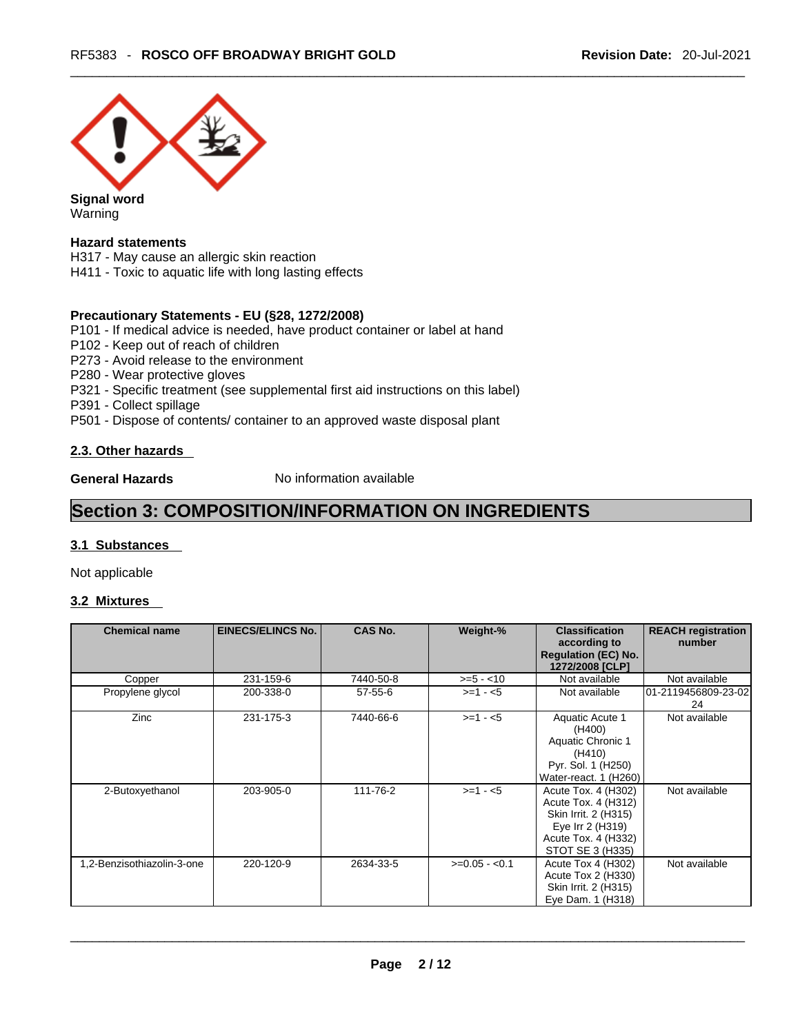**Signal word**
Warning

**Hazard statements**
H317 - May cause an allergic skin reaction
H411 - Toxic to aquatic life with long lasting effects

**Precautionary Statements - EU (§28, 1272/2008)**
P101 - If medical advice is needed, have product container or label at hand
P102 - Keep out of reach of children
P273 - Avoid release to the environment
P280 - Wear protective gloves
P321 - Specific treatment (see supplemental first aid instructions on this label)
P391 - Collect spillage
P501 - Dispose of contents/ container to an approved waste disposal plant

### 2.3. Other hazards

**General Hazards** No information available

## Section 3: COMPOSITION/INFORMATION ON INGREDIENTS

### 3.1 Substances

Not applicable

### 3.2 Mixtures

| Chemical name | EINECS/ELINCS No. | CAS No. | Weight-% | Classification according to Regulation (EC) No. 1272/2008 [CLP] | REACH registration number |
|---|---|---|---|---|---|
| Copper | 231-159-6 | 7440-50-8 | >=5 - <10 | Not available | Not available |
| Propylene glycol | 200-338-0 | 57-55-6 | >=1 - <5 | Not available | 01-2119456809-23-02 24 |
| Zinc | 231-175-3 | 7440-66-6 | >=1 - <5 | Aquatic Acute 1 (H400) Aquatic Chronic 1 (H410) Pyr. Sol. 1 (H250) Water-react. 1 (H260) | Not available |
| 2-Butoxyethanol | 203-905-0 | 111-76-2 | >=1 - <5 | Acute Tox. 4 (H302) Acute Tox. 4 (H312) Skin Irrit. 2 (H315) Eye Irr 2 (H319) Acute Tox. 4 (H332) STOT SE 3 (H335) | Not available |
| 1,2-Benzisothiazolin-3-one | 220-120-9 | 2634-33-5 | >=0.05 - <0.1 | Acute Tox 4 (H302) Acute Tox 2 (H330) Skin Irrit. 2 (H315) Eye Dam. 1 (H318) | Not available |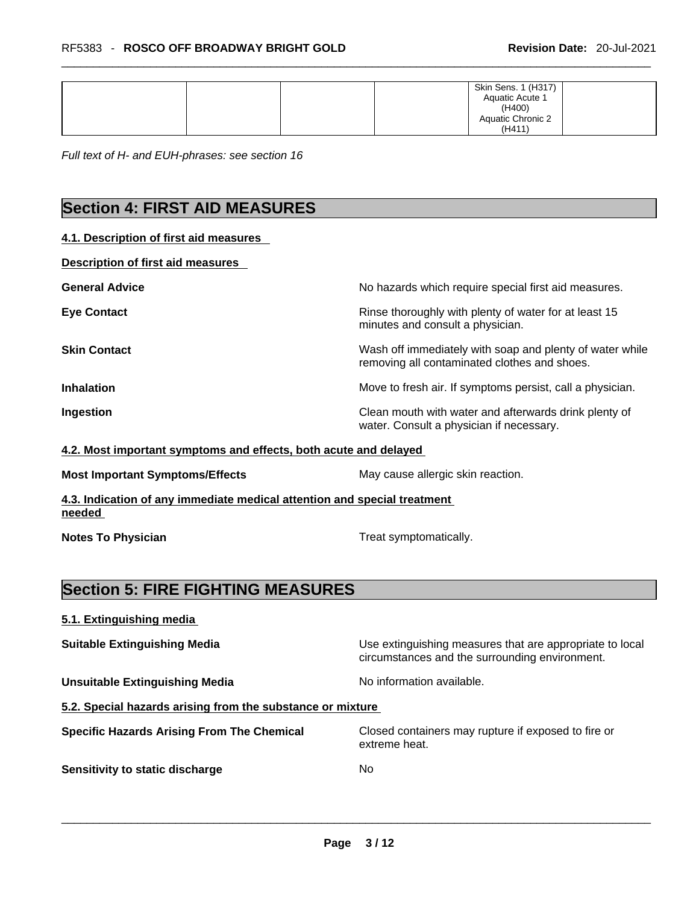|  |  |  |  | Skin Sens. 1 (H317)<br>Aquatic Acute 1 (H400)<br>Aquatic Chronic 2 (H411) |  |
|---|---|---|---|---|---|

*Full text of H- and EUH-phrases: see section 16*

## Section 4: FIRST AID MEASURES

**4.1. Description of first aid measures**

**Description of first aid measures**

**General Advice** — No hazards which require special first aid measures.

**Eye Contact** — Rinse thoroughly with plenty of water for at least 15 minutes and consult a physician.

**Skin Contact** — Wash off immediately with soap and plenty of water while removing all contaminated clothes and shoes.

**Inhalation** — Move to fresh air. If symptoms persist, call a physician.

**Ingestion** — Clean mouth with water and afterwards drink plenty of water. Consult a physician if necessary.

**4.2. Most important symptoms and effects, both acute and delayed**

**Most Important Symptoms/Effects** — May cause allergic skin reaction.

**4.3. Indication of any immediate medical attention and special treatment needed**

**Notes To Physician** — Treat symptomatically.

## Section 5: FIRE FIGHTING MEASURES

**5.1. Extinguishing media**

**Suitable Extinguishing Media** — Use extinguishing measures that are appropriate to local circumstances and the surrounding environment.

**Unsuitable Extinguishing Media** — No information available.

**5.2. Special hazards arising from the substance or mixture**

**Specific Hazards Arising From The Chemical** — Closed containers may rupture if exposed to fire or extreme heat.

**Sensitivity to static discharge** — No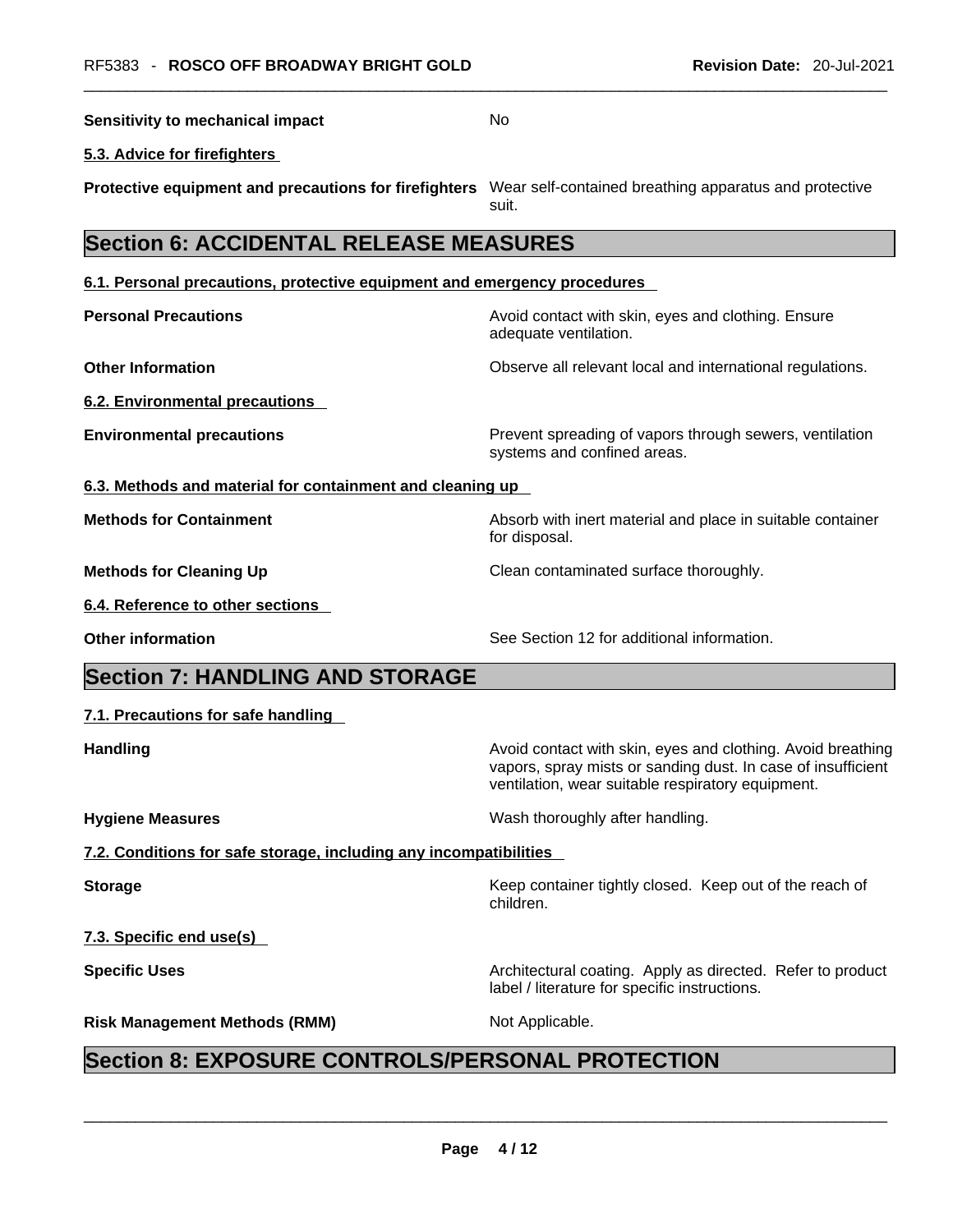| | |
|---|---|
| **Sensitivity to mechanical impact** | No |

### 5.3. Advice for firefighters

| | |
|---|---|
| **Protective equipment and precautions for firefighters** | Wear self-contained breathing apparatus and protective suit. |

## Section 6: ACCIDENTAL RELEASE MEASURES

### 6.1. Personal precautions, protective equipment and emergency procedures

| | |
|---|---|
| **Personal Precautions** | Avoid contact with skin, eyes and clothing. Ensure adequate ventilation. |
| **Other Information** | Observe all relevant local and international regulations. |

### 6.2. Environmental precautions

| | |
|---|---|
| **Environmental precautions** | Prevent spreading of vapors through sewers, ventilation systems and confined areas. |

### 6.3. Methods and material for containment and cleaning up

| | |
|---|---|
| **Methods for Containment** | Absorb with inert material and place in suitable container for disposal. |
| **Methods for Cleaning Up** | Clean contaminated surface thoroughly. |

### 6.4. Reference to other sections

| | |
|---|---|
| **Other information** | See Section 12 for additional information. |

## Section 7: HANDLING AND STORAGE

### 7.1. Precautions for safe handling

| | |
|---|---|
| **Handling** | Avoid contact with skin, eyes and clothing. Avoid breathing vapors, spray mists or sanding dust. In case of insufficient ventilation, wear suitable respiratory equipment. |
| **Hygiene Measures** | Wash thoroughly after handling. |

### 7.2. Conditions for safe storage, including any incompatibilities

| | |
|---|---|
| **Storage** | Keep container tightly closed. Keep out of the reach of children. |

### 7.3. Specific end use(s)

| | |
|---|---|
| **Specific Uses** | Architectural coating. Apply as directed. Refer to product label / literature for specific instructions. |
| **Risk Management Methods (RMM)** | Not Applicable. |

## Section 8: EXPOSURE CONTROLS/PERSONAL PROTECTION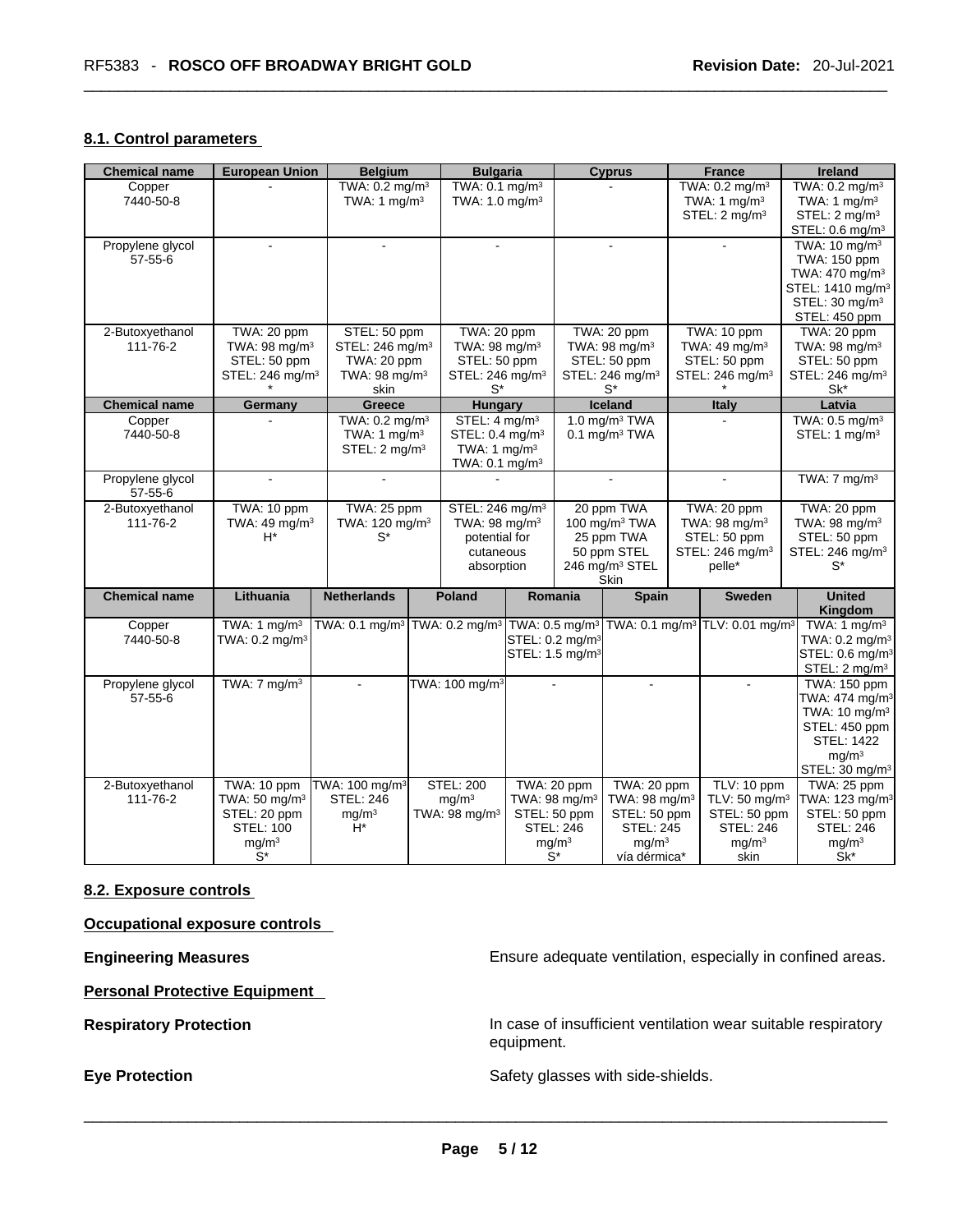## 8.1. Control parameters

| Chemical name | European Union | Belgium | Bulgaria | Cyprus | France | Ireland |
|---|---|---|---|---|---|---|
| Copper<br>7440-50-8 | - | TWA: 0.2 mg/m³<br>TWA: 1 mg/m³ | TWA: 0.1 mg/m³<br>TWA: 1.0 mg/m³ | - | TWA: 0.2 mg/m³<br>TWA: 1 mg/m³<br>STEL: 2 mg/m³ | TWA: 0.2 mg/m³<br>TWA: 1 mg/m³<br>STEL: 2 mg/m³<br>STEL: 0.6 mg/m³ |
| Propylene glycol<br>57-55-6 | - | - | - | - | - | TWA: 10 mg/m³<br>TWA: 150 ppm<br>TWA: 470 mg/m³<br>STEL: 1410 mg/m³<br>STEL: 30 mg/m³<br>STEL: 450 ppm |
| 2-Butoxyethanol<br>111-76-2 | TWA: 20 ppm<br>TWA: 98 mg/m³<br>STEL: 50 ppm<br>STEL: 246 mg/m³<br>* | STEL: 50 ppm<br>STEL: 246 mg/m³<br>TWA: 20 ppm<br>TWA: 98 mg/m³<br>skin | TWA: 20 ppm<br>TWA: 98 mg/m³<br>STEL: 50 ppm<br>STEL: 246 mg/m³<br>S* | TWA: 20 ppm<br>TWA: 98 mg/m³<br>STEL: 50 ppm<br>STEL: 246 mg/m³<br>S* | TWA: 10 ppm<br>TWA: 49 mg/m³<br>STEL: 50 ppm<br>STEL: 246 mg/m³<br>* | TWA: 20 ppm<br>TWA: 98 mg/m³<br>STEL: 50 ppm<br>STEL: 246 mg/m³<br>Sk* |

| Chemical name | Germany | Greece | Hungary | Iceland | Italy | Latvia |
|---|---|---|---|---|---|---|
| Copper<br>7440-50-8 | - | TWA: 0.2 mg/m³<br>TWA: 1 mg/m³<br>STEL: 2 mg/m³ | STEL: 4 mg/m³<br>STEL: 0.4 mg/m³<br>TWA: 1 mg/m³<br>TWA: 0.1 mg/m³ | 1.0 mg/m³ TWA<br>0.1 mg/m³ TWA | - | TWA: 0.5 mg/m³<br>STEL: 1 mg/m³ |
| Propylene glycol<br>57-55-6 | - | - | - | - | - | TWA: 7 mg/m³ |
| 2-Butoxyethanol<br>111-76-2 | TWA: 10 ppm<br>TWA: 49 mg/m³<br>H* | TWA: 25 ppm<br>TWA: 120 mg/m³<br>S* | STEL: 246 mg/m³<br>TWA: 98 mg/m³<br>potential for cutaneous absorption | 20 ppm TWA<br>100 mg/m³ TWA<br>25 ppm TWA<br>50 ppm STEL<br>246 mg/m³ STEL<br>Skin | TWA: 20 ppm<br>TWA: 98 mg/m³<br>STEL: 50 ppm<br>STEL: 246 mg/m³<br>pelle* | TWA: 20 ppm<br>TWA: 98 mg/m³<br>STEL: 50 ppm<br>STEL: 246 mg/m³<br>S* |

| Chemical name | Lithuania | Netherlands | Poland | Romania | Spain | Sweden | United Kingdom |
|---|---|---|---|---|---|---|---|
| Copper<br>7440-50-8 | TWA: 1 mg/m³<br>TWA: 0.2 mg/m³ | TWA: 0.1 mg/m³ | TWA: 0.2 mg/m³ | TWA: 0.5 mg/m³<br>STEL: 0.2 mg/m³<br>STEL: 1.5 mg/m³ | TWA: 0.1 mg/m³ | TLV: 0.01 mg/m³ | TWA: 1 mg/m³<br>TWA: 0.2 mg/m³<br>STEL: 0.6 mg/m³<br>STEL: 2 mg/m³ |
| Propylene glycol<br>57-55-6 | TWA: 7 mg/m³ | - | TWA: 100 mg/m³ | - | - | - | TWA: 150 ppm<br>TWA: 474 mg/m³<br>TWA: 10 mg/m³<br>STEL: 450 ppm<br>STEL: 1422 mg/m³<br>STEL: 30 mg/m³ |
| 2-Butoxyethanol<br>111-76-2 | TWA: 10 ppm<br>TWA: 50 mg/m³<br>STEL: 20 ppm<br>STEL: 100 mg/m³<br>S* | TWA: 100 mg/m³<br>STEL: 246 mg/m³<br>H* | STEL: 200 mg/m³<br>TWA: 98 mg/m³ | TWA: 20 ppm<br>TWA: 98 mg/m³<br>STEL: 50 ppm<br>STEL: 246 mg/m³<br>S* | TWA: 20 ppm<br>TWA: 98 mg/m³<br>STEL: 50 ppm<br>STEL: 245 mg/m³<br>vía dérmica* | TLV: 10 ppm<br>TLV: 50 mg/m³<br>STEL: 50 ppm<br>STEL: 246 mg/m³<br>skin | TWA: 25 ppm<br>TWA: 123 mg/m³<br>STEL: 50 ppm<br>STEL: 246 mg/m³<br>Sk* |

## 8.2. Exposure controls

**Occupational exposure controls**

**Engineering Measures** Ensure adequate ventilation, especially in confined areas.

**Personal Protective Equipment**

**Respiratory Protection** In case of insufficient ventilation wear suitable respiratory equipment.

**Eye Protection** Safety glasses with side-shields.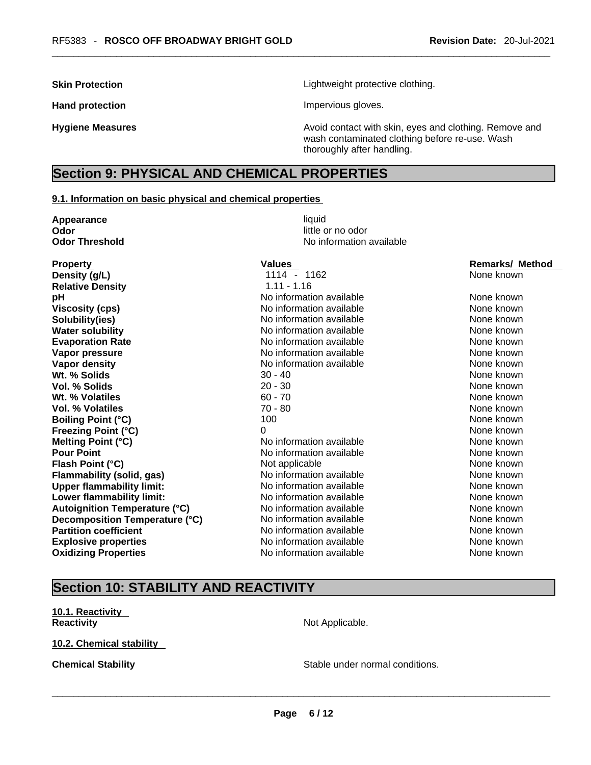**Skin Protection** Lightweight protective clothing.

**Hand protection** Impervious gloves.

**Hygiene Measures** Avoid contact with skin, eyes and clothing. Remove and wash contaminated clothing before re-use. Wash thoroughly after handling.

## Section 9: PHYSICAL AND CHEMICAL PROPERTIES

### 9.1. Information on basic physical and chemical properties

**Appearance** liquid
**Odor** little or no odor
**Odor Threshold** No information available

| Property | Values | Remarks/ Method |
|---|---|---|
| **Density (g/L)** | 1114 - 1162 | None known |
| **Relative Density** | 1.11 - 1.16 | |
| **pH** | No information available | None known |
| **Viscosity (cps)** | No information available | None known |
| **Solubility(ies)** | No information available | None known |
| **Water solubility** | No information available | None known |
| **Evaporation Rate** | No information available | None known |
| **Vapor pressure** | No information available | None known |
| **Vapor density** | No information available | None known |
| **Wt. % Solids** | 30 - 40 | None known |
| **Vol. % Solids** | 20 - 30 | None known |
| **Wt. % Volatiles** | 60 - 70 | None known |
| **Vol. % Volatiles** | 70 - 80 | None known |
| **Boiling Point (°C)** | 100 | None known |
| **Freezing Point (°C)** | 0 | None known |
| **Melting Point (°C)** | No information available | None known |
| **Pour Point** | No information available | None known |
| **Flash Point (°C)** | Not applicable | None known |
| **Flammability (solid, gas)** | No information available | None known |
| **Upper flammability limit:** | No information available | None known |
| **Lower flammability limit:** | No information available | None known |
| **Autoignition Temperature (°C)** | No information available | None known |
| **Decomposition Temperature (°C)** | No information available | None known |
| **Partition coefficient** | No information available | None known |
| **Explosive properties** | No information available | None known |
| **Oxidizing Properties** | No information available | None known |

## Section 10: STABILITY AND REACTIVITY

### 10.1. Reactivity

**Reactivity** Not Applicable.

### 10.2. Chemical stability

**Chemical Stability** Stable under normal conditions.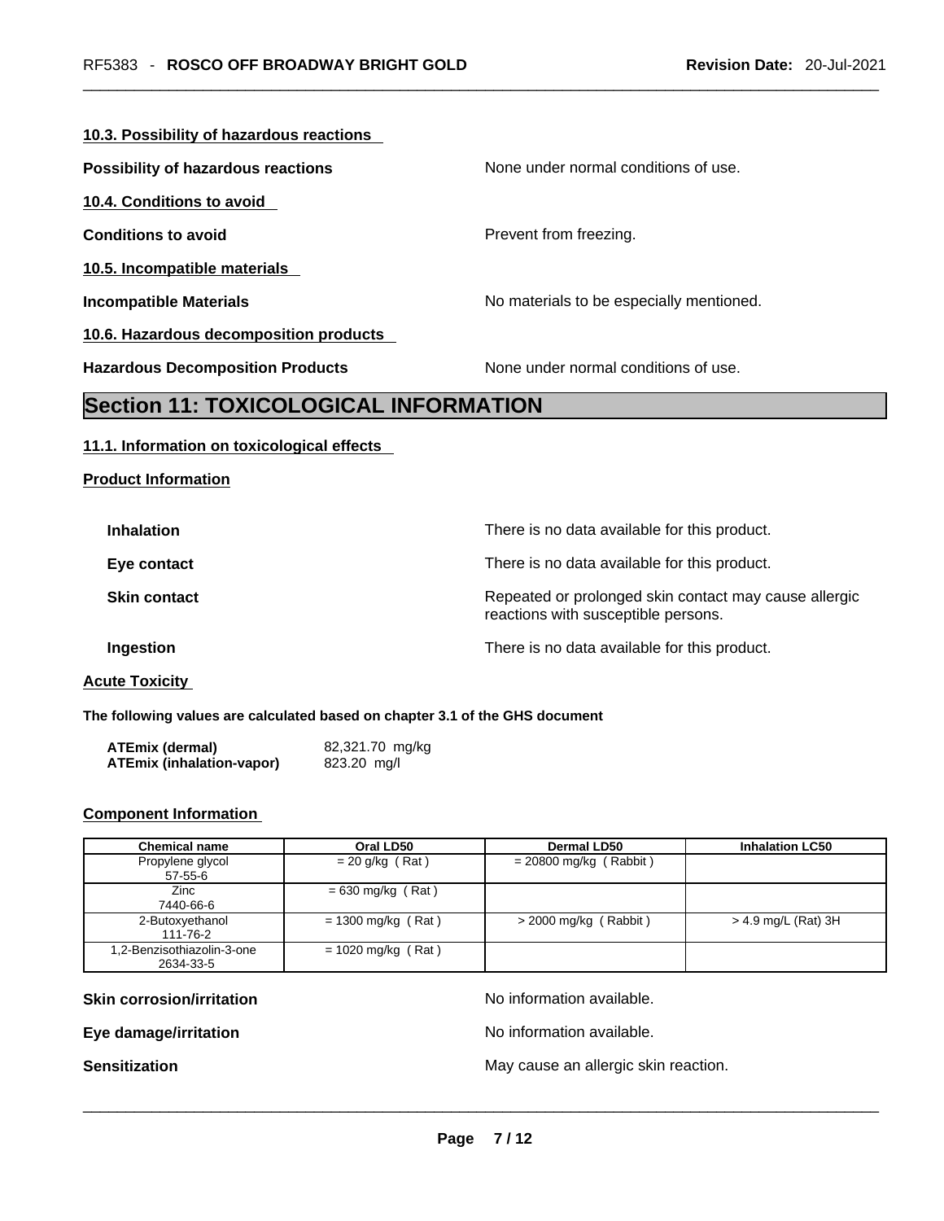### 10.3. Possibility of hazardous reactions

**Possibility of hazardous reactions** None under normal conditions of use.

### 10.4. Conditions to avoid

**Conditions to avoid** Prevent from freezing.

### 10.5. Incompatible materials

**Incompatible Materials** No materials to be especially mentioned.

### 10.6. Hazardous decomposition products

**Hazardous Decomposition Products** None under normal conditions of use.

## Section 11: TOXICOLOGICAL INFORMATION

### 11.1. Information on toxicological effects

**Product Information**

**Inhalation** There is no data available for this product.

**Eye contact** There is no data available for this product.

**Skin contact** Repeated or prolonged skin contact may cause allergic reactions with susceptible persons.

**Ingestion** There is no data available for this product.

**Acute Toxicity**

**The following values are calculated based on chapter 3.1 of the GHS document**

**ATEmix (dermal)** 82,321.70 mg/kg
**ATEmix (inhalation-vapor)** 823.20 mg/l

**Component Information**

| Chemical name | Oral LD50 | Dermal LD50 | Inhalation LC50 |
|---|---|---|---|
| Propylene glycol 57-55-6 | = 20 g/kg ( Rat ) | = 20800 mg/kg ( Rabbit ) | |
| Zinc 7440-66-6 | = 630 mg/kg ( Rat ) | | |
| 2-Butoxyethanol 111-76-2 | = 1300 mg/kg ( Rat ) | > 2000 mg/kg ( Rabbit ) | > 4.9 mg/L (Rat) 3H |
| 1,2-Benzisothiazolin-3-one 2634-33-5 | = 1020 mg/kg ( Rat ) | | |

**Skin corrosion/irritation** No information available.

**Eye damage/irritation** No information available.

**Sensitization** May cause an allergic skin reaction.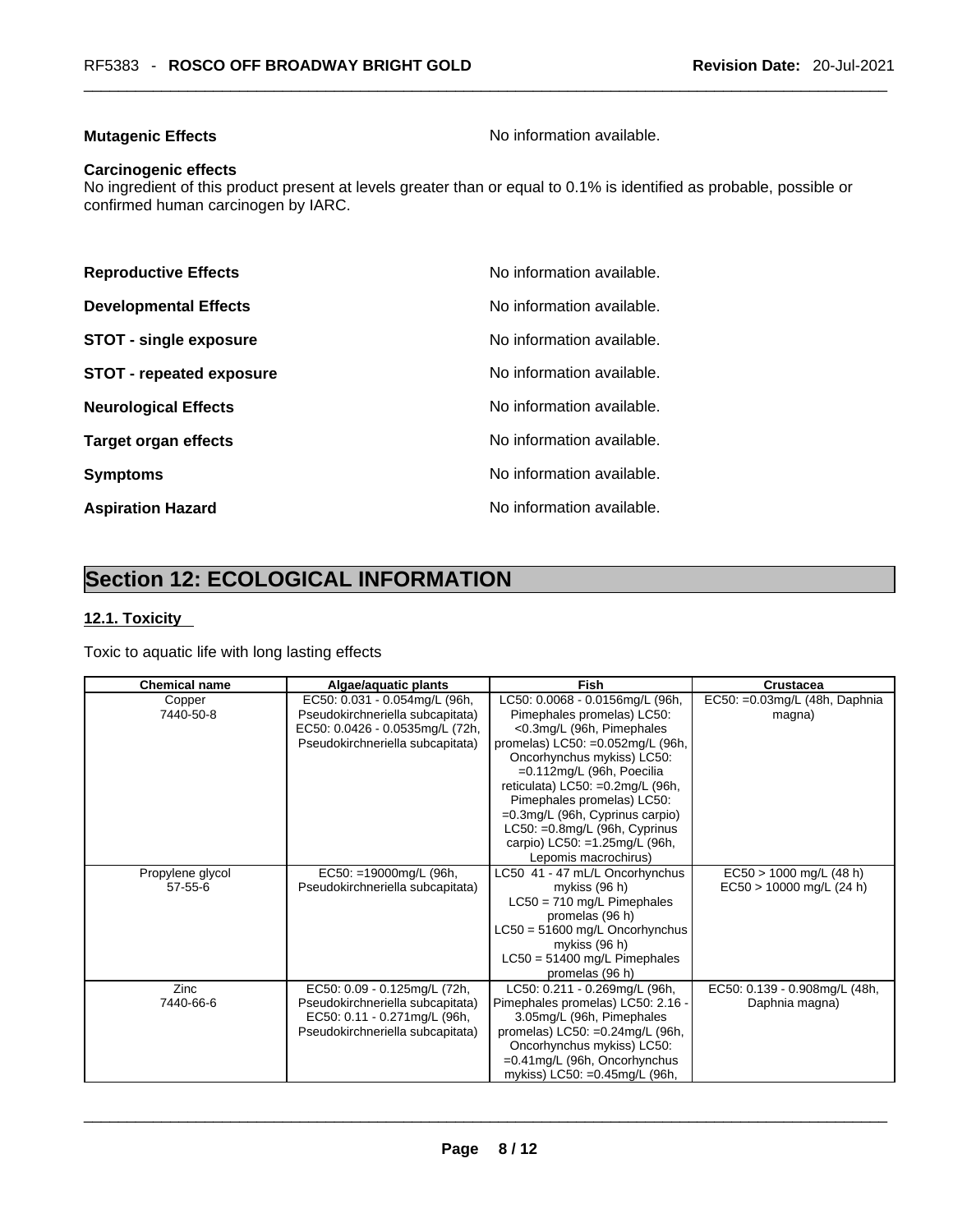**Mutagenic Effects** No information available.

**Carcinogenic effects**
No ingredient of this product present at levels greater than or equal to 0.1% is identified as probable, possible or confirmed human carcinogen by IARC.

**Reproductive Effects** No information available.

**Developmental Effects** No information available.

**STOT - single exposure** No information available.

**STOT - repeated exposure** No information available.

**Neurological Effects** No information available.

**Target organ effects** No information available.

**Symptoms** No information available.

**Aspiration Hazard** No information available.

# Section 12: ECOLOGICAL INFORMATION

## 12.1. Toxicity

Toxic to aquatic life with long lasting effects

| Chemical name | Algae/aquatic plants | Fish | Crustacea |
|---|---|---|---|
| Copper 7440-50-8 | EC50: 0.031 - 0.054mg/L (96h, Pseudokirchneriella subcapitata) EC50: 0.0426 - 0.0535mg/L (72h, Pseudokirchneriella subcapitata) | LC50: 0.0068 - 0.0156mg/L (96h, Pimephales promelas) LC50: <0.3mg/L (96h, Pimephales promelas) LC50: =0.052mg/L (96h, Oncorhynchus mykiss) LC50: =0.112mg/L (96h, Poecilia reticulata) LC50: =0.2mg/L (96h, Pimephales promelas) LC50: =0.3mg/L (96h, Cyprinus carpio) LC50: =0.8mg/L (96h, Cyprinus carpio) LC50: =1.25mg/L (96h, Lepomis macrochirus) | EC50: =0.03mg/L (48h, Daphnia magna) |
| Propylene glycol 57-55-6 | EC50: =19000mg/L (96h, Pseudokirchneriella subcapitata) | LC50 41 - 47 mL/L Oncorhynchus mykiss (96 h) LC50 = 710 mg/L Pimephales promelas (96 h) LC50 = 51600 mg/L Oncorhynchus mykiss (96 h) LC50 = 51400 mg/L Pimephales promelas (96 h) | EC50 > 1000 mg/L (48 h) EC50 > 10000 mg/L (24 h) |
| Zinc 7440-66-6 | EC50: 0.09 - 0.125mg/L (72h, Pseudokirchneriella subcapitata) EC50: 0.11 - 0.271mg/L (96h, Pseudokirchneriella subcapitata) | LC50: 0.211 - 0.269mg/L (96h, Pimephales promelas) LC50: 2.16 - 3.05mg/L (96h, Pimephales promelas) LC50: =0.24mg/L (96h, Oncorhynchus mykiss) LC50: =0.41mg/L (96h, Oncorhynchus mykiss) LC50: =0.45mg/L (96h, | EC50: 0.139 - 0.908mg/L (48h, Daphnia magna) |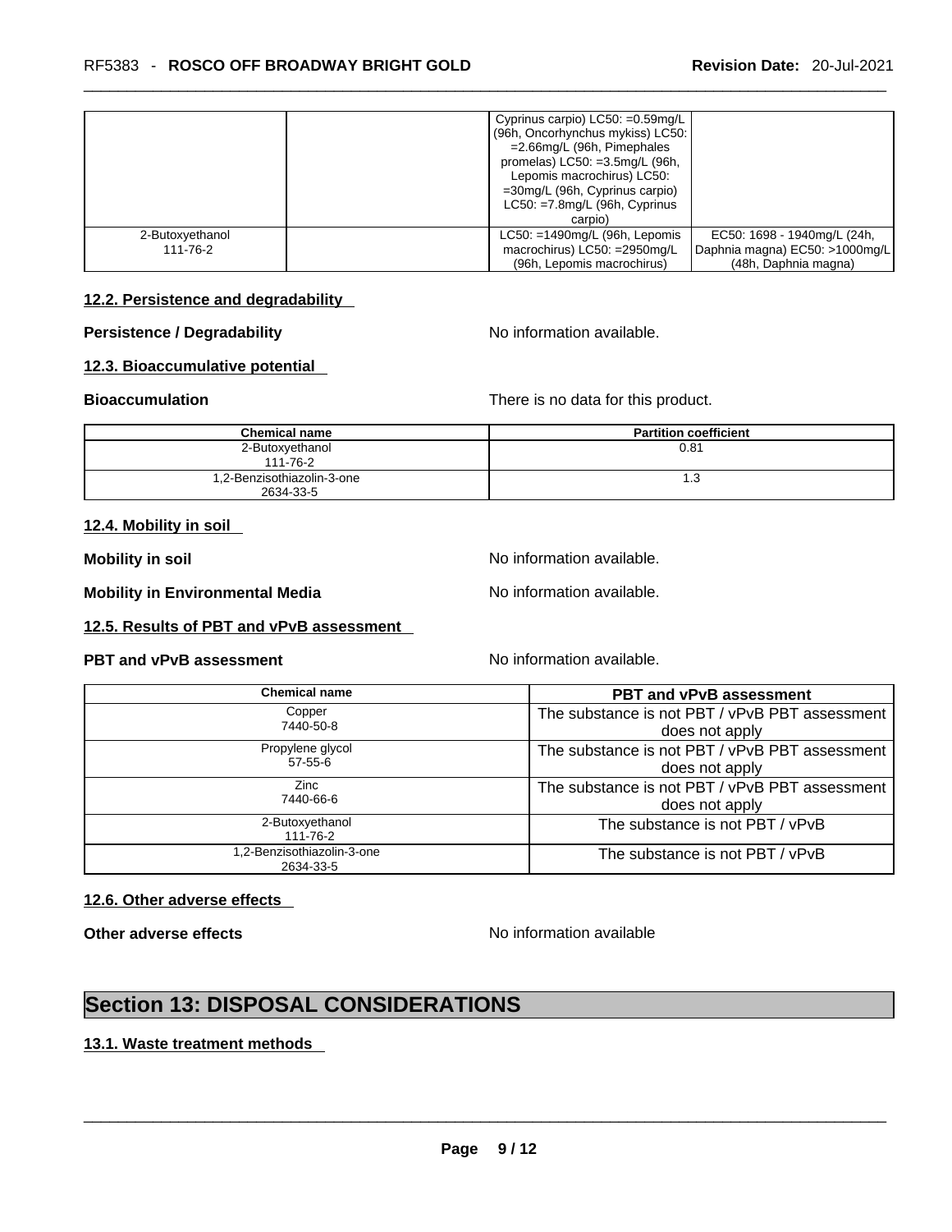| | | Cyprinus carpio) LC50: =0.59mg/L (96h, Oncorhynchus mykiss) LC50: =2.66mg/L (96h, Pimephales promelas) LC50: =3.5mg/L (96h, Lepomis macrochirus) LC50: =30mg/L (96h, Cyprinus carpio) LC50: =7.8mg/L (96h, Cyprinus carpio) | |
|---|---|---|---|
| 2-Butoxyethanol 111-76-2 | | LC50: =1490mg/L (96h, Lepomis macrochirus) LC50: =2950mg/L (96h, Lepomis macrochirus) | EC50: 1698 - 1940mg/L (24h, Daphnia magna) EC50: >1000mg/L (48h, Daphnia magna) |

### 12.2. Persistence and degradability

**Persistence / Degradability** No information available.

### 12.3. Bioaccumulative potential

**Bioaccumulation** There is no data for this product.

| Chemical name | Partition coefficient |
|---|---|
| 2-Butoxyethanol 111-76-2 | 0.81 |
| 1,2-Benzisothiazolin-3-one 2634-33-5 | 1.3 |

### 12.4. Mobility in soil

**Mobility in soil** No information available.

**Mobility in Environmental Media** No information available.

### 12.5. Results of PBT and vPvB assessment

**PBT and vPvB assessment** No information available.

| Chemical name | PBT and vPvB assessment |
|---|---|
| Copper 7440-50-8 | The substance is not PBT / vPvB PBT assessment does not apply |
| Propylene glycol 57-55-6 | The substance is not PBT / vPvB PBT assessment does not apply |
| Zinc 7440-66-6 | The substance is not PBT / vPvB PBT assessment does not apply |
| 2-Butoxyethanol 111-76-2 | The substance is not PBT / vPvB |
| 1,2-Benzisothiazolin-3-one 2634-33-5 | The substance is not PBT / vPvB |

### 12.6. Other adverse effects

**Other adverse effects** No information available

## Section 13: DISPOSAL CONSIDERATIONS

### 13.1. Waste treatment methods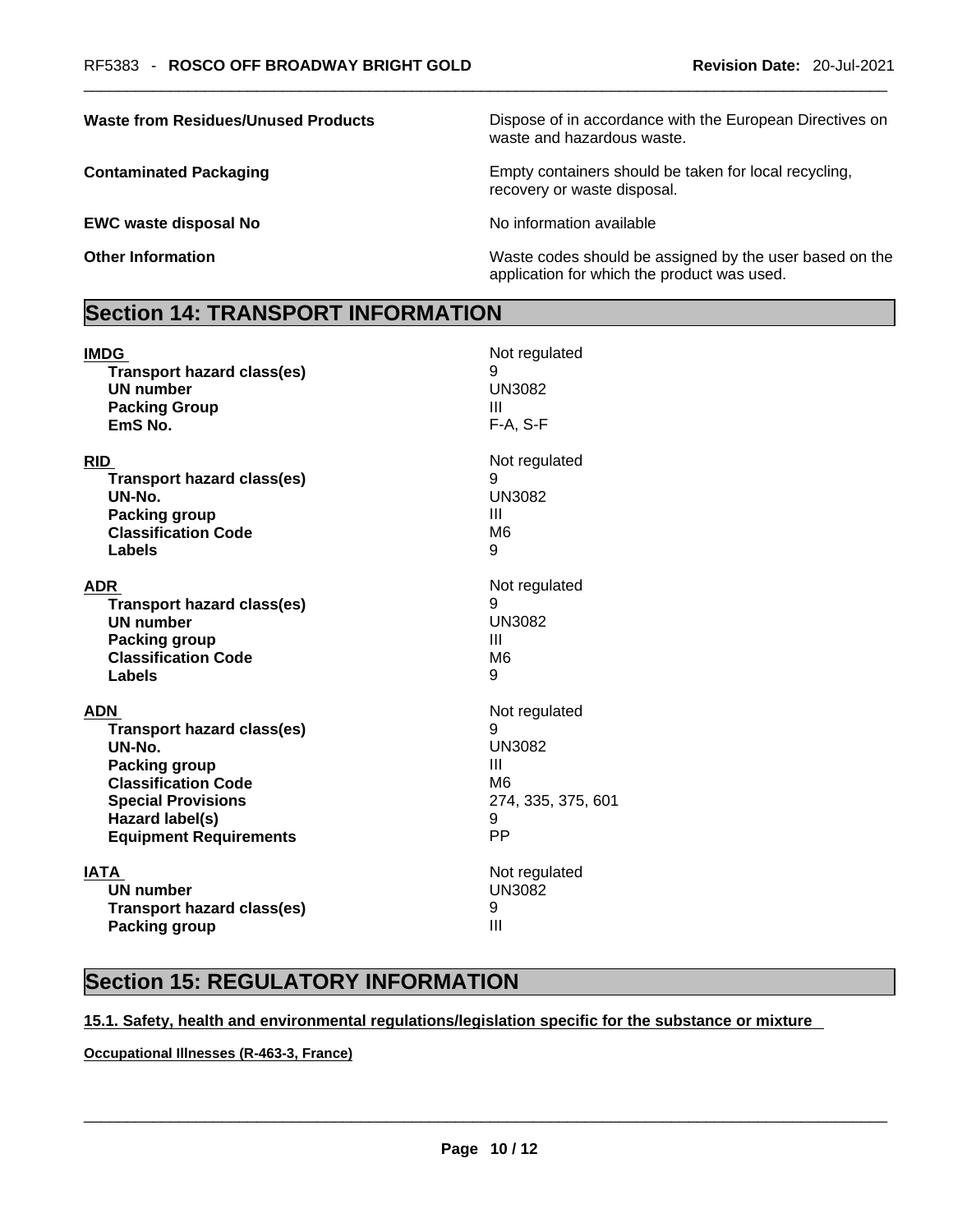| | |
|---|---|
| **Waste from Residues/Unused Products** | Dispose of in accordance with the European Directives on waste and hazardous waste. |
| **Contaminated Packaging** | Empty containers should be taken for local recycling, recovery or waste disposal. |
| **EWC waste disposal No** | No information available |
| **Other Information** | Waste codes should be assigned by the user based on the application for which the product was used. |

## Section 14: TRANSPORT INFORMATION

| | |
|---|---|
| **IMDG** | Not regulated |
| **Transport hazard class(es)** | 9 |
| **UN number** | UN3082 |
| **Packing Group** | III |
| **EmS No.** | F-A, S-F |
| | |
| **RID** | Not regulated |
| **Transport hazard class(es)** | 9 |
| **UN-No.** | UN3082 |
| **Packing group** | III |
| **Classification Code** | M6 |
| **Labels** | 9 |
| | |
| **ADR** | Not regulated |
| **Transport hazard class(es)** | 9 |
| **UN number** | UN3082 |
| **Packing group** | III |
| **Classification Code** | M6 |
| **Labels** | 9 |
| | |
| **ADN** | Not regulated |
| **Transport hazard class(es)** | 9 |
| **UN-No.** | UN3082 |
| **Packing group** | III |
| **Classification Code** | M6 |
| **Special Provisions** | 274, 335, 375, 601 |
| **Hazard label(s)** | 9 |
| **Equipment Requirements** | PP |
| | |
| **IATA** | Not regulated |
| **UN number** | UN3082 |
| **Transport hazard class(es)** | 9 |
| **Packing group** | III |

## Section 15: REGULATORY INFORMATION

**15.1. Safety, health and environmental regulations/legislation specific for the substance or mixture**

**Occupational Illnesses (R-463-3, France)**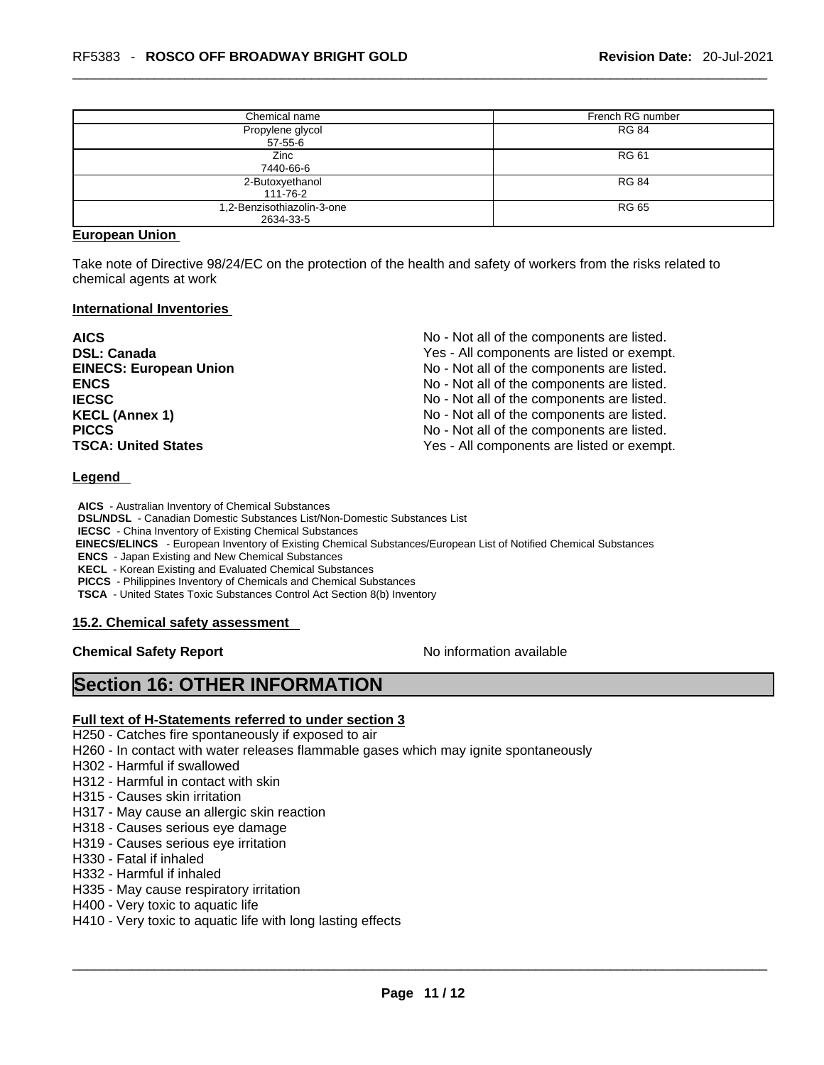| Chemical name | French RG number |
|---|---|
| Propylene glycol<br>57-55-6 | RG 84 |
| Zinc<br>7440-66-6 | RG 61 |
| 2-Butoxyethanol<br>111-76-2 | RG 84 |
| 1,2-Benzisothiazolin-3-one<br>2634-33-5 | RG 65 |

**European Union**

Take note of Directive 98/24/EC on the protection of the health and safety of workers from the risks related to chemical agents at work

**International Inventories**

| | |
|---|---|
| **AICS** | No - Not all of the components are listed. |
| **DSL: Canada** | Yes - All components are listed or exempt. |
| **EINECS: European Union** | No - Not all of the components are listed. |
| **ENCS** | No - Not all of the components are listed. |
| **IECSC** | No - Not all of the components are listed. |
| **KECL (Annex 1)** | No - Not all of the components are listed. |
| **PICCS** | No - Not all of the components are listed. |
| **TSCA: United States** | Yes - All components are listed or exempt. |

**Legend**

**AICS** - Australian Inventory of Chemical Substances
**DSL/NDSL** - Canadian Domestic Substances List/Non-Domestic Substances List
**IECSC** - China Inventory of Existing Chemical Substances
**EINECS/ELINCS** - European Inventory of Existing Chemical Substances/European List of Notified Chemical Substances
**ENCS** - Japan Existing and New Chemical Substances
**KECL** - Korean Existing and Evaluated Chemical Substances
**PICCS** - Philippines Inventory of Chemicals and Chemical Substances
**TSCA** - United States Toxic Substances Control Act Section 8(b) Inventory

**15.2. Chemical safety assessment**

**Chemical Safety Report** No information available

# Section 16: OTHER INFORMATION

**Full text of H-Statements referred to under section 3**

H250 - Catches fire spontaneously if exposed to air
H260 - In contact with water releases flammable gases which may ignite spontaneously
H302 - Harmful if swallowed
H312 - Harmful in contact with skin
H315 - Causes skin irritation
H317 - May cause an allergic skin reaction
H318 - Causes serious eye damage
H319 - Causes serious eye irritation
H330 - Fatal if inhaled
H332 - Harmful if inhaled
H335 - May cause respiratory irritation
H400 - Very toxic to aquatic life
H410 - Very toxic to aquatic life with long lasting effects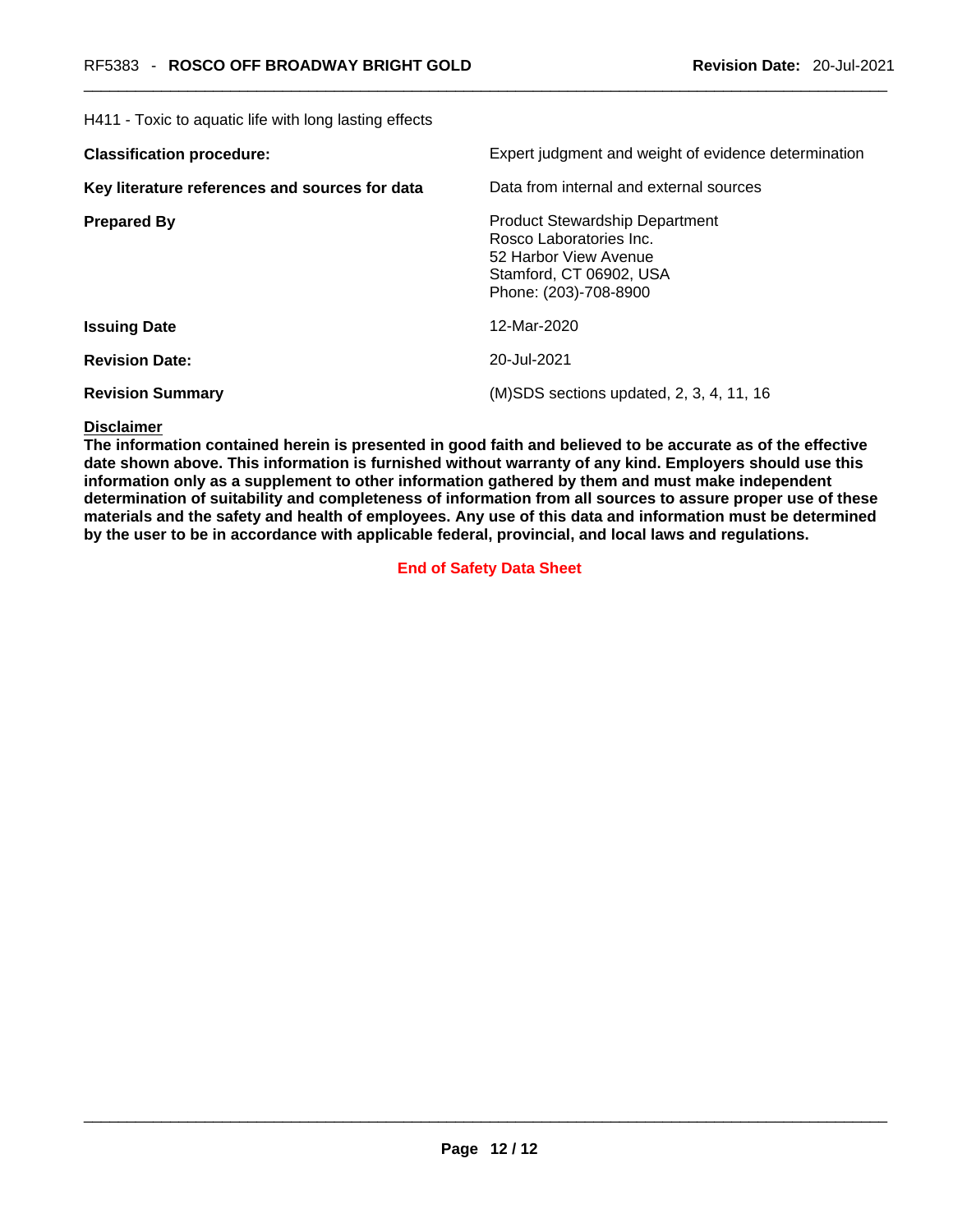H411 - Toxic to aquatic life with long lasting effects

| | |
|---|---|
| **Classification procedure:** | Expert judgment and weight of evidence determination |
| **Key literature references and sources for data** | Data from internal and external sources |
| **Prepared By** | Product Stewardship Department<br>Rosco Laboratories Inc.<br>52 Harbor View Avenue<br>Stamford, CT 06902, USA<br>Phone: (203)-708-8900 |
| **Issuing Date** | 12-Mar-2020 |
| **Revision Date:** | 20-Jul-2021 |
| **Revision Summary** | (M)SDS sections updated, 2, 3, 4, 11, 16 |

**Disclaimer**

**The information contained herein is presented in good faith and believed to be accurate as of the effective date shown above. This information is furnished without warranty of any kind. Employers should use this information only as a supplement to other information gathered by them and must make independent determination of suitability and completeness of information from all sources to assure proper use of these materials and the safety and health of employees. Any use of this data and information must be determined by the user to be in accordance with applicable federal, provincial, and local laws and regulations.**

**End of Safety Data Sheet**